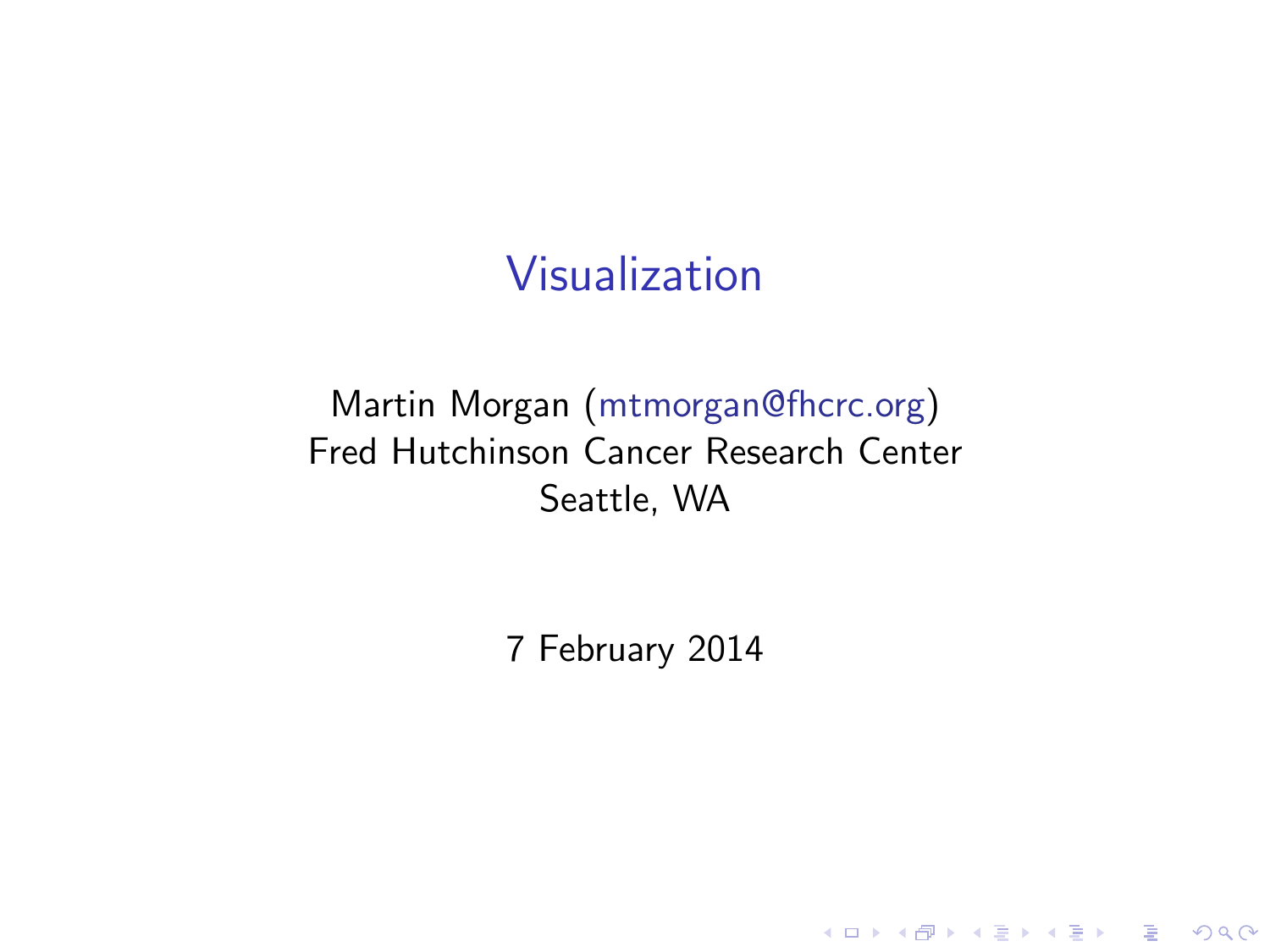# Visualization

Martin Morgan (mtmorgan@fhcrc.org)
Fred Hutchinson Cancer Research Center
Seattle, WA

7 February 2014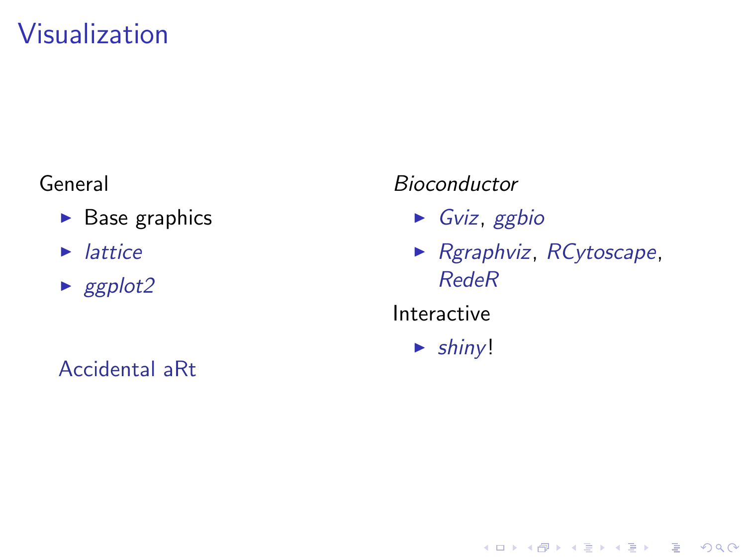# Visualization

General

- Base graphics
- *lattice*
- *ggplot2*

Accidental aRt

*Bioconductor*

- *Gviz*, *ggbio*
- *Rgraphviz*, *RCytoscape*, *RedeR*

Interactive

- *shiny*!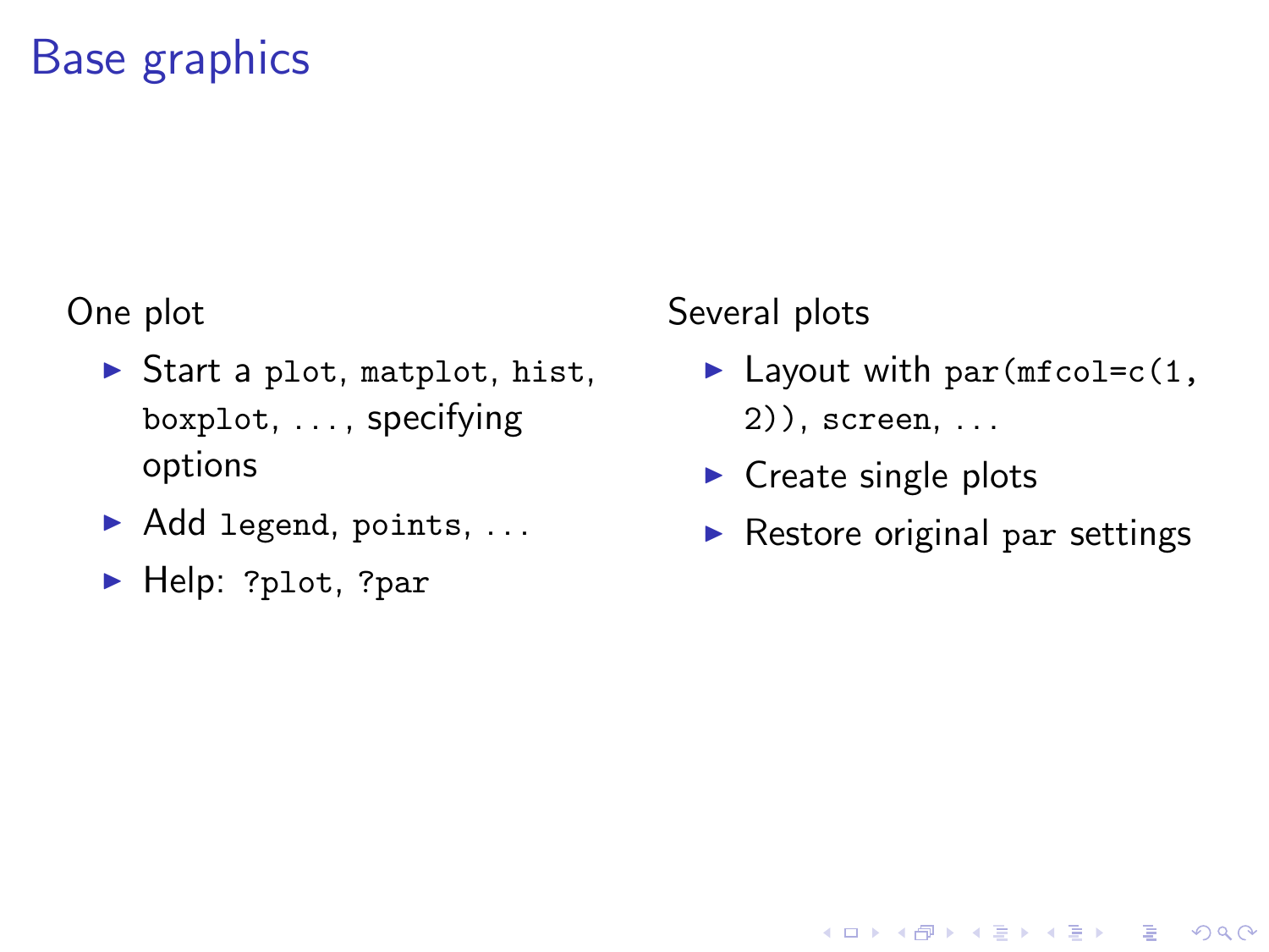# Base graphics

One plot

- Start a `plot`, `matplot`, `hist`, `boxplot`, ..., specifying options
- Add `legend`, `points`, ...
- Help: `?plot`, `?par`

Several plots

- Layout with `par(mfcol=c(1, 2))`, `screen`, ...
- Create single plots
- Restore original `par` settings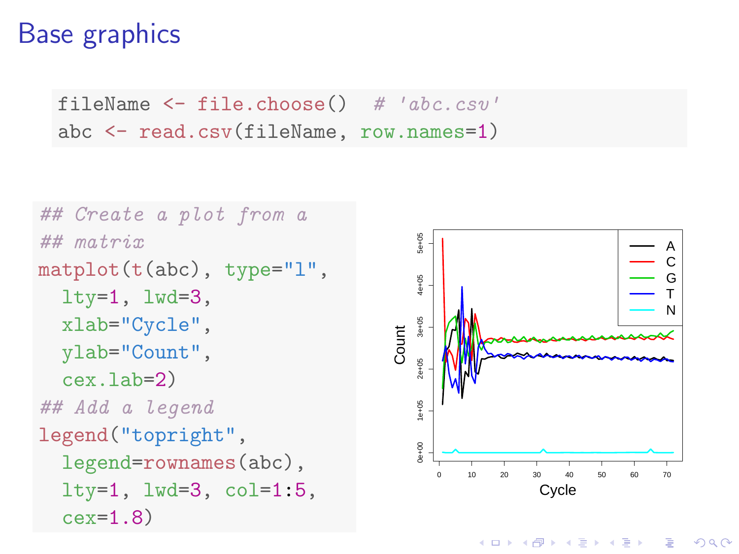# Base graphics

```r
fileName <- file.choose()  # 'abc.csv'
abc <- read.csv(fileName, row.names=1)
```

```r
## Create a plot from a
## matrix
matplot(t(abc), type="l",
  lty=1, lwd=3,
  xlab="Cycle",
  ylab="Count",
  cex.lab=2)
## Add a legend
legend("topright",
  legend=rownames(abc),
  lty=1, lwd=3, col=1:5,
  cex=1.8)
```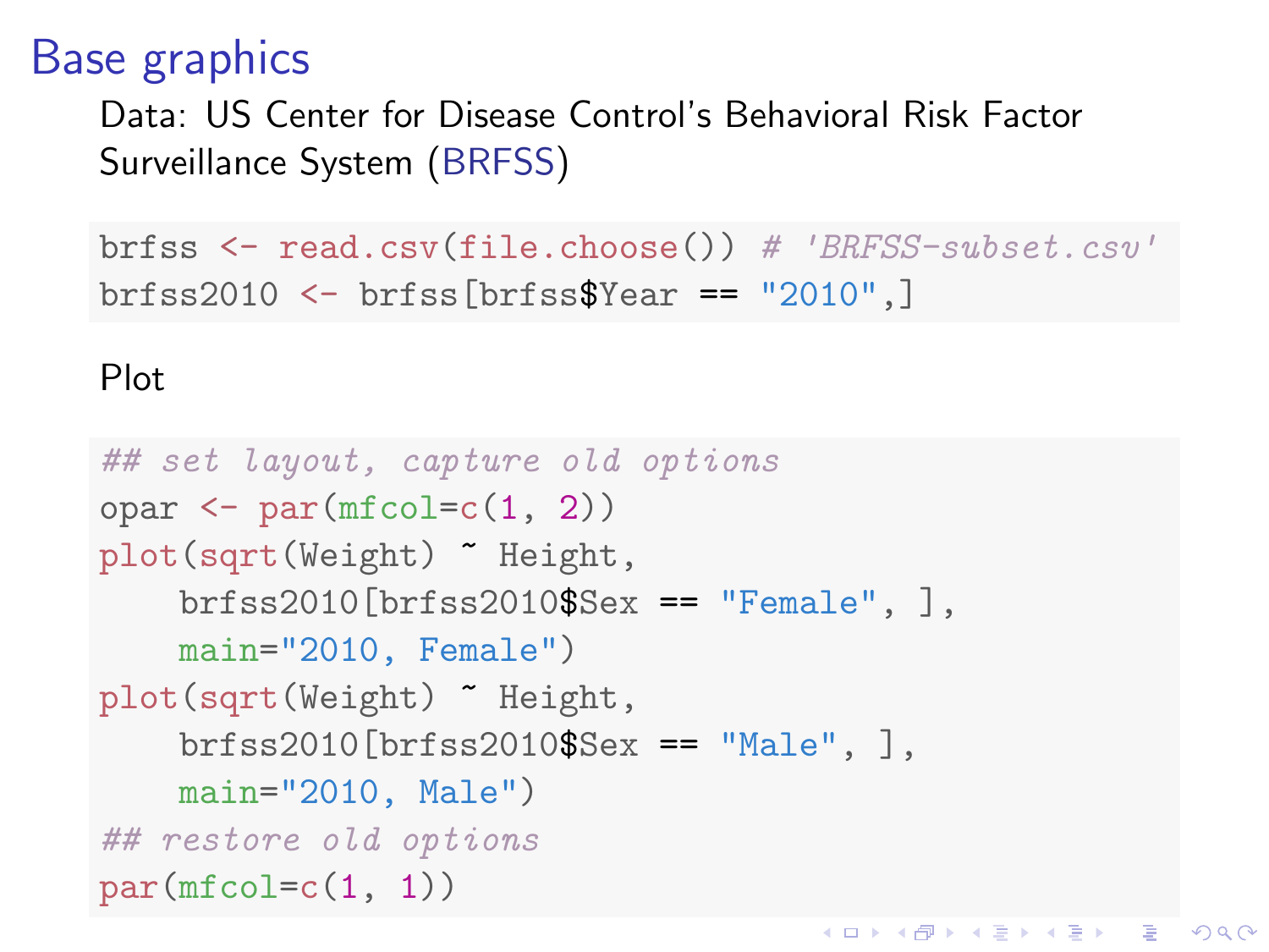# Base graphics

Data: US Center for Disease Control's Behavioral Risk Factor Surveillance System (BRFSS)

```
brfss <- read.csv(file.choose()) # 'BRFSS-subset.csv'
brfss2010 <- brfss[brfss$Year == "2010",]
```

Plot

```
## set layout, capture old options
opar <- par(mfcol=c(1, 2))
plot(sqrt(Weight) ~ Height,
    brfss2010[brfss2010$Sex == "Female", ],
    main="2010, Female")
plot(sqrt(Weight) ~ Height,
    brfss2010[brfss2010$Sex == "Male", ],
    main="2010, Male")
## restore old options
par(mfcol=c(1, 1))
```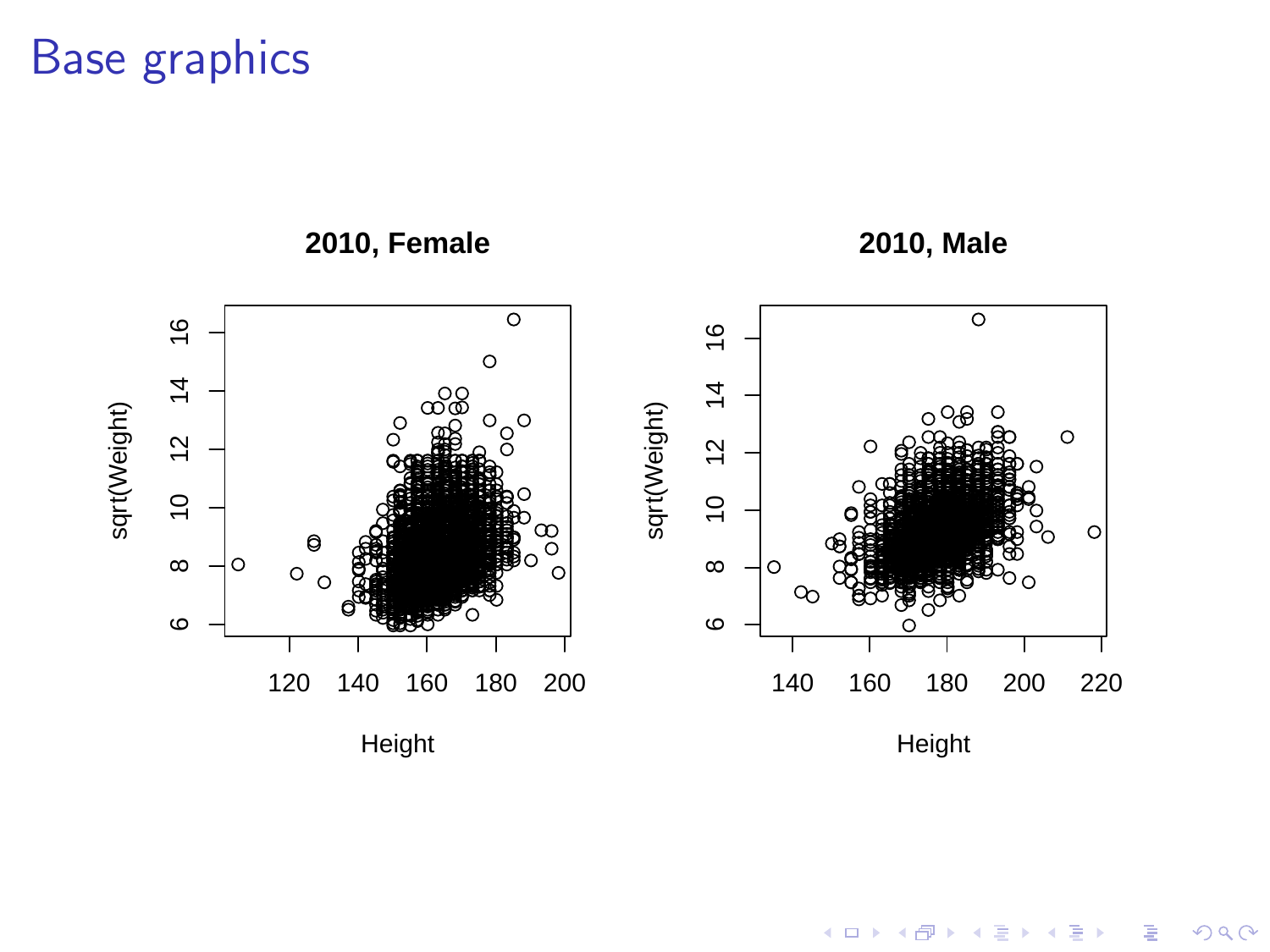# Base graphics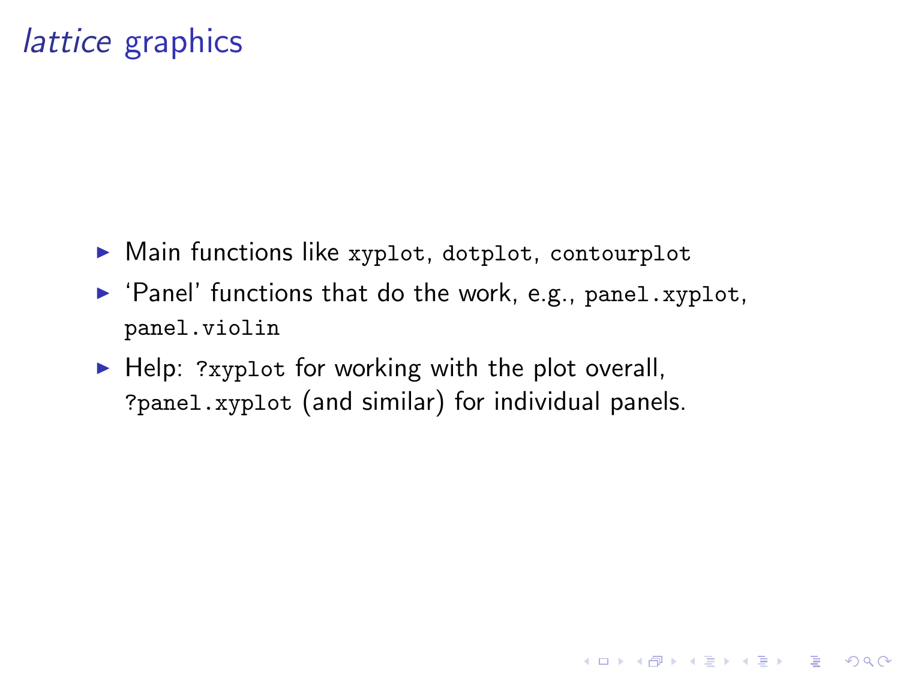# *lattice* graphics

- Main functions like `xyplot`, `dotplot`, `contourplot`
- 'Panel' functions that do the work, e.g., `panel.xyplot`, `panel.violin`
- Help: `?xyplot` for working with the plot overall, `?panel.xyplot` (and similar) for individual panels.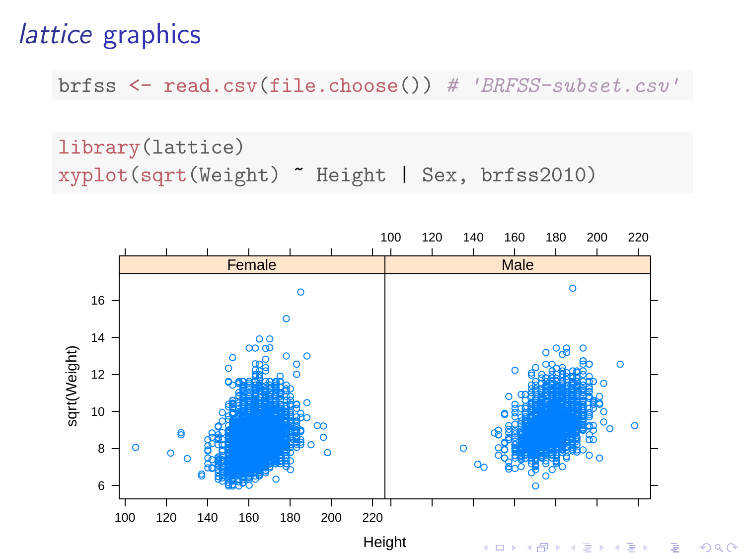# *lattice* graphics

```
brfss <- read.csv(file.choose()) # 'BRFSS-subset.csv'
```

```
library(lattice)
xyplot(sqrt(Weight) ~ Height | Sex, brfss2010)
```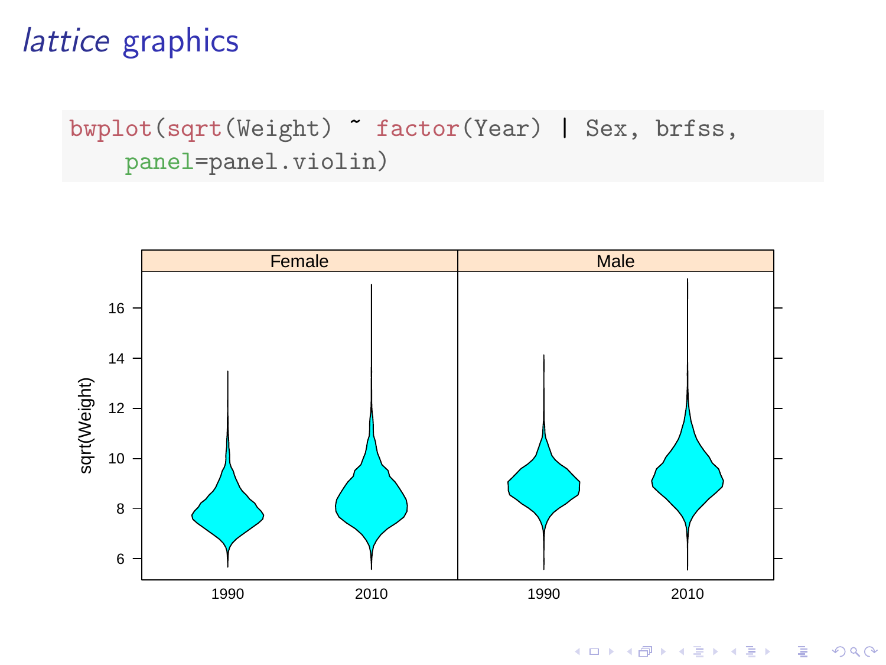# *lattice* graphics

```
bwplot(sqrt(Weight) ~ factor(Year) | Sex, brfss,
    panel=panel.violin)
```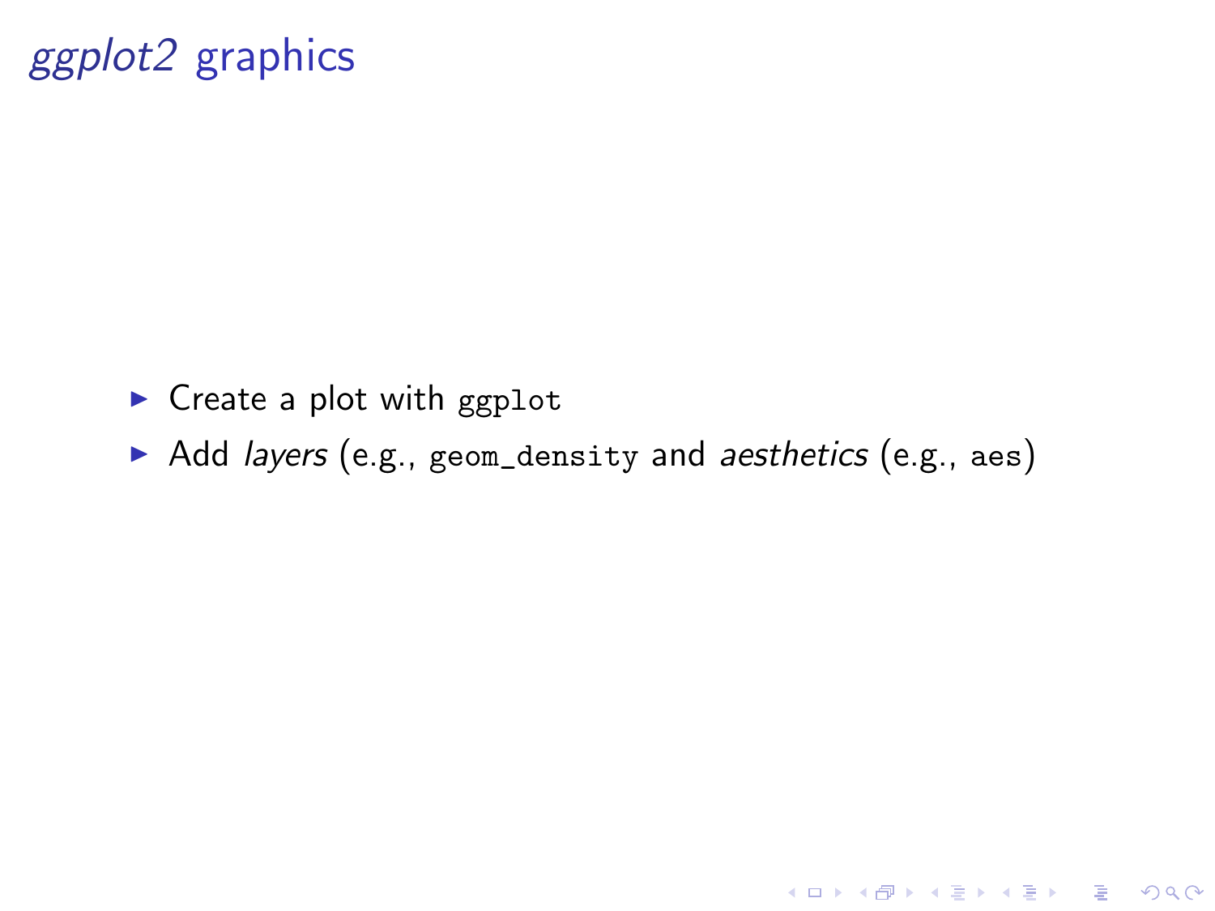# *ggplot2* graphics

- Create a plot with `ggplot`
- Add *layers* (e.g., `geom_density` and *aesthetics* (e.g., `aes`)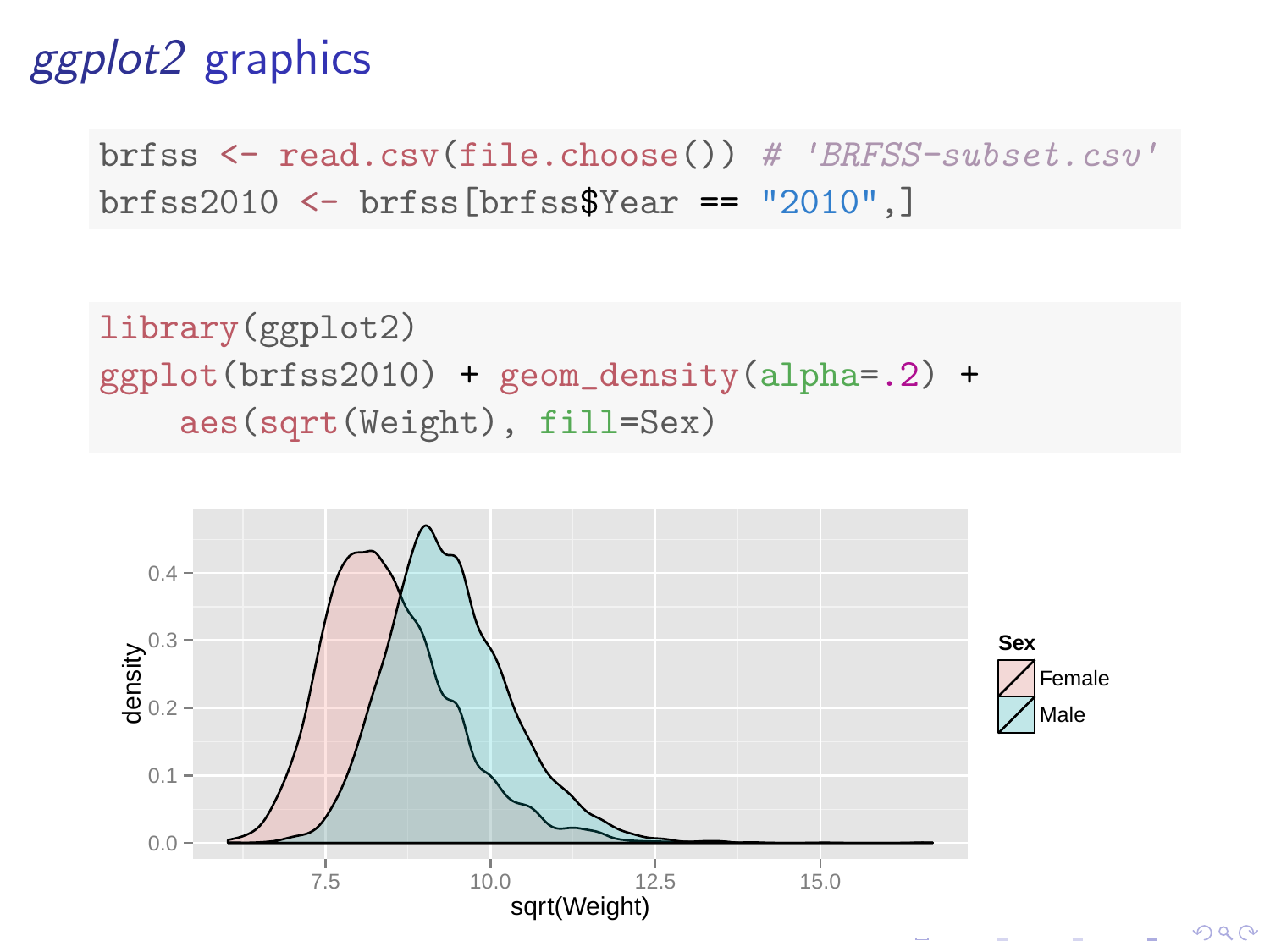# *ggplot2* graphics

```r
brfss <- read.csv(file.choose()) # 'BRFSS-subset.csv'
brfss2010 <- brfss[brfss$Year == "2010",]
```

```r
library(ggplot2)
ggplot(brfss2010) + geom_density(alpha=.2) +
    aes(sqrt(Weight), fill=Sex)
```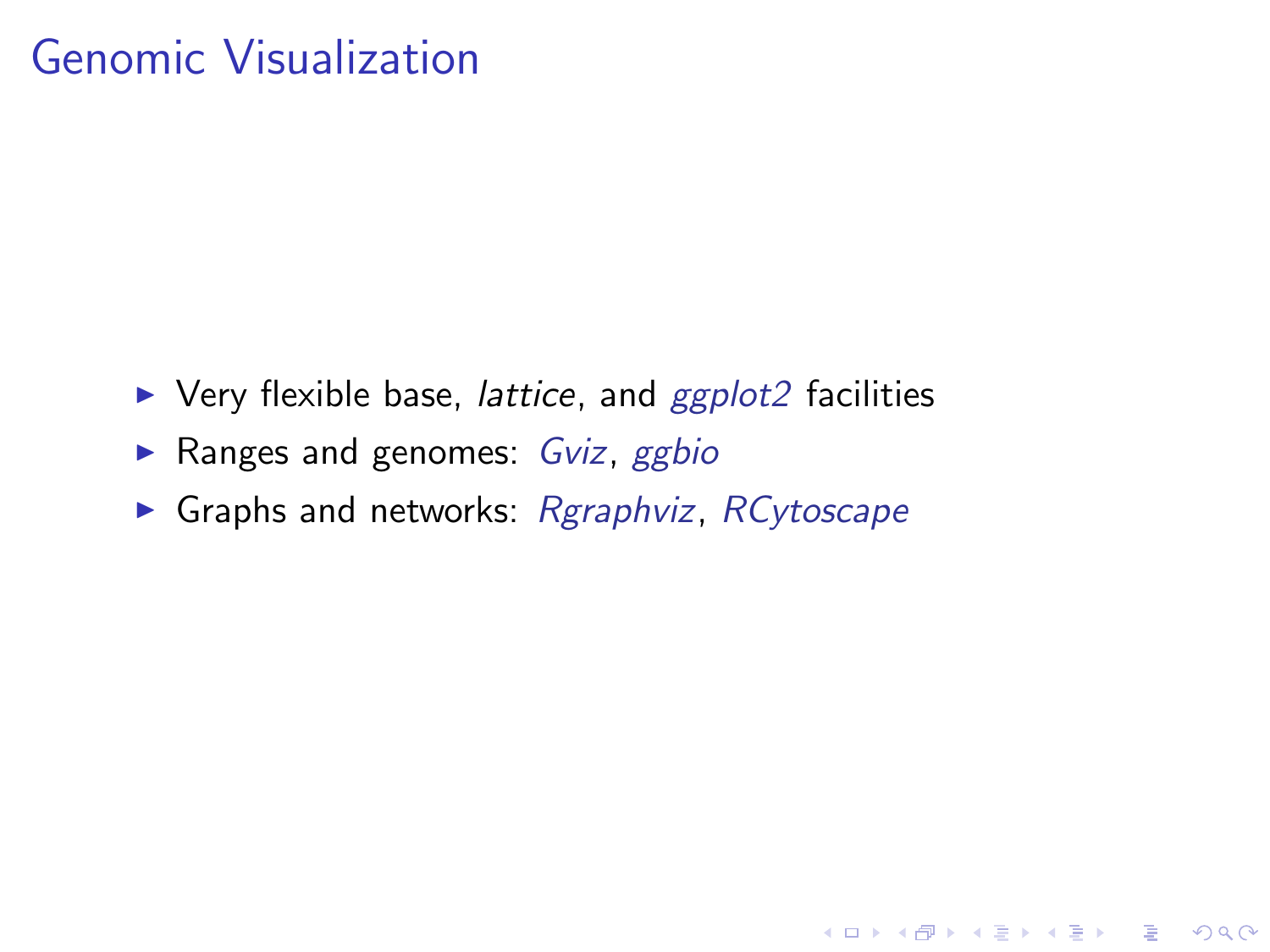# Genomic Visualization

- Very flexible base, *lattice*, and *ggplot2* facilities
- Ranges and genomes: *Gviz*, *ggbio*
- Graphs and networks: *Rgraphviz*, *RCytoscape*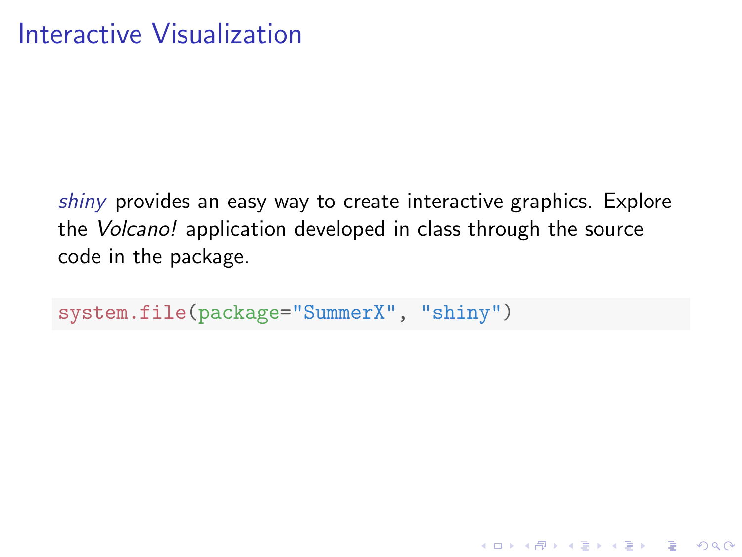# Interactive Visualization

*shiny* provides an easy way to create interactive graphics. Explore the *Volcano!* application developed in class through the source code in the package.

```
system.file(package="SummerX", "shiny")
```